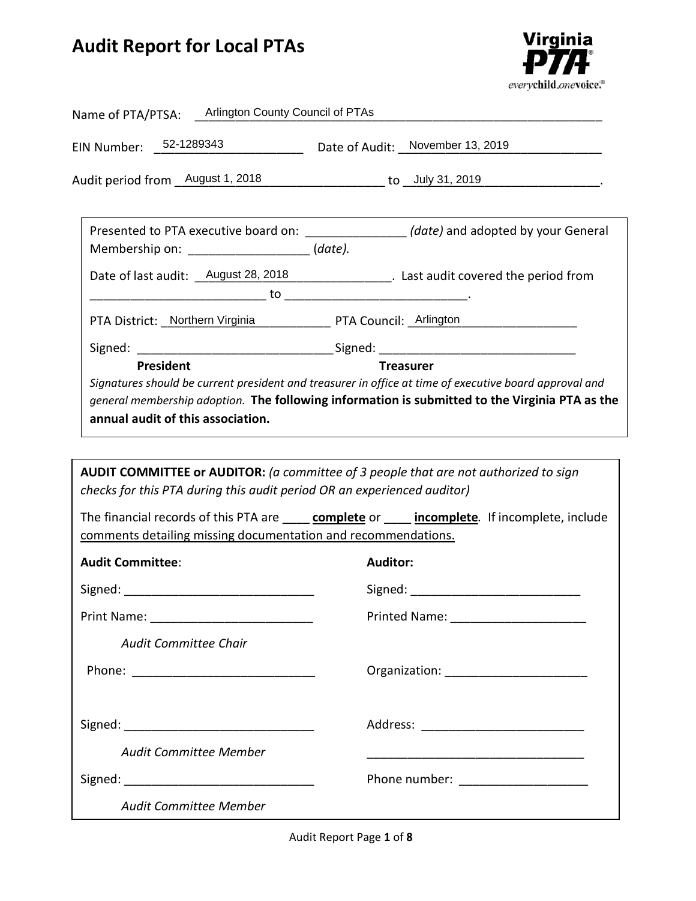# Audit Report for Local PTAs

Virginia PTA®
*everychild.onevoice.®*

Name of PTA/PTSA: Arlington County Council of PTAs

EIN Number: 52-1289343 Date of Audit: November 13, 2019

Audit period from August 1, 2018 to July 31, 2019.

---

Presented to PTA executive board on: _______________ *(date)* and adopted by your General Membership on: __________________ (*date).*

Date of last audit: August 28, 2018. Last audit covered the period from __________________________ to ___________________________.

PTA District: Northern Virginia PTA Council: Arlington

Signed: _____________________________ Signed: _____________________________

**President** **Treasurer**

*Signatures should be current president and treasurer in office at time of executive board approval and general membership adoption.* **The following information is submitted to the Virginia PTA as the annual audit of this association.**

---

**AUDIT COMMITTEE or AUDITOR:** *(a committee of 3 people that are not authorized to sign checks for this PTA during this audit period OR an experienced auditor)*

The financial records of this PTA are ____ **complete** or ____ **incomplete***.* If incomplete, include comments detailing missing documentation and recommendations.

**Audit Committee**:

Signed: ____________________________

Print Name: ________________________

*Audit Committee Chair*

Phone: ___________________________

Signed: ____________________________

*Audit Committee Member*

Signed: ____________________________

*Audit Committee Member*

**Auditor:**

Signed: _________________________

Printed Name: ____________________

Organization: _____________________

Address: ________________________

_________________________________

Phone number: ___________________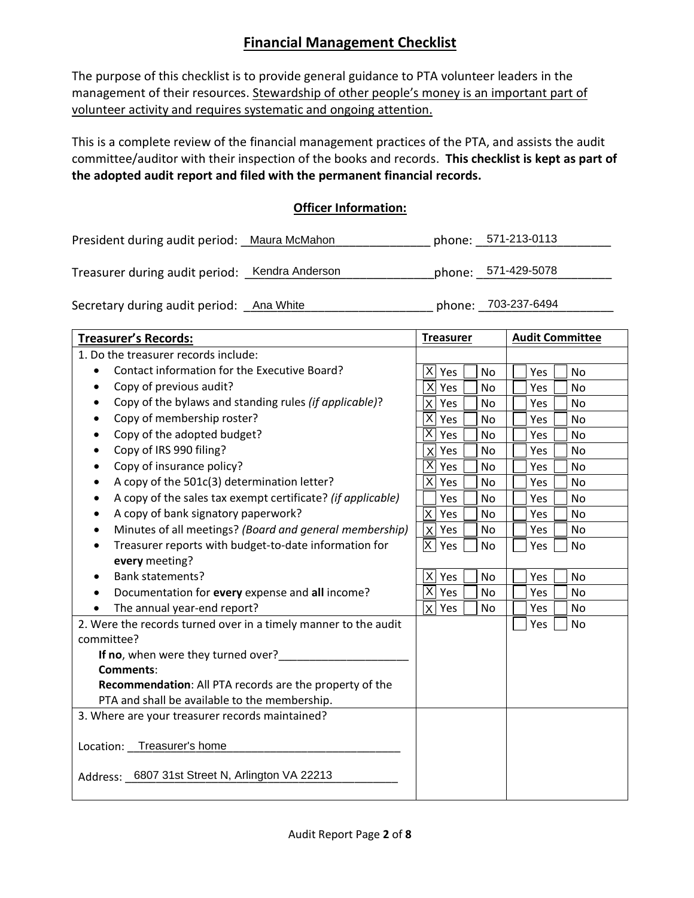## Financial Management Checklist

The purpose of this checklist is to provide general guidance to PTA volunteer leaders in the management of their resources. Stewardship of other people's money is an important part of volunteer activity and requires systematic and ongoing attention.

This is a complete review of the financial management practices of the PTA, and assists the audit committee/auditor with their inspection of the books and records. **This checklist is kept as part of the adopted audit report and filed with the permanent financial records.**

### Officer Information:

President during audit period: Maura McMahon phone: 571-213-0113

Treasurer during audit period: Kendra Anderson phone: 571-429-5078

Secretary during audit period: Ana White phone: 703-237-6494

| **Treasurer's Records:** | **Treasurer** | **Audit Committee** |
|---|---|---|
| 1. Do the treasurer records include: | | |
| • Contact information for the Executive Board? | [X] Yes [ ] No | [ ] Yes [ ] No |
| • Copy of previous audit? | [X] Yes [ ] No | [ ] Yes [ ] No |
| • Copy of the bylaws and standing rules *(if applicable)*? | [X] Yes [ ] No | [ ] Yes [ ] No |
| • Copy of membership roster? | [X] Yes [ ] No | [ ] Yes [ ] No |
| • Copy of the adopted budget? | [X] Yes [ ] No | [ ] Yes [ ] No |
| • Copy of IRS 990 filing? | [X] Yes [ ] No | [ ] Yes [ ] No |
| • Copy of insurance policy? | [X] Yes [ ] No | [ ] Yes [ ] No |
| • A copy of the 501c(3) determination letter? | [X] Yes [ ] No | [ ] Yes [ ] No |
| • A copy of the sales tax exempt certificate? *(if applicable)* | [ ] Yes [ ] No | [ ] Yes [ ] No |
| • A copy of bank signatory paperwork? | [X] Yes [ ] No | [ ] Yes [ ] No |
| • Minutes of all meetings? *(Board and general membership)* | [X] Yes [ ] No | [ ] Yes [ ] No |
| • Treasurer reports with budget-to-date information for **every** meeting? | [X] Yes [ ] No | [ ] Yes [ ] No |
| • Bank statements? | [X] Yes [ ] No | [ ] Yes [ ] No |
| • Documentation for **every** expense and **all** income? | [X] Yes [ ] No | [ ] Yes [ ] No |
| • The annual year-end report? | [X] Yes [ ] No | [ ] Yes [ ] No |
| 2. Were the records turned over in a timely manner to the audit committee?<br>**If no**, when were they turned over?____________________<br>**Comments**:<br>**Recommendation**: All PTA records are the property of the PTA and shall be available to the membership. | | [ ] Yes [ ] No |
| 3. Where are your treasurer records maintained?<br>Location: Treasurer's home<br>Address: 6807 31st Street N, Arlington VA 22213 | | |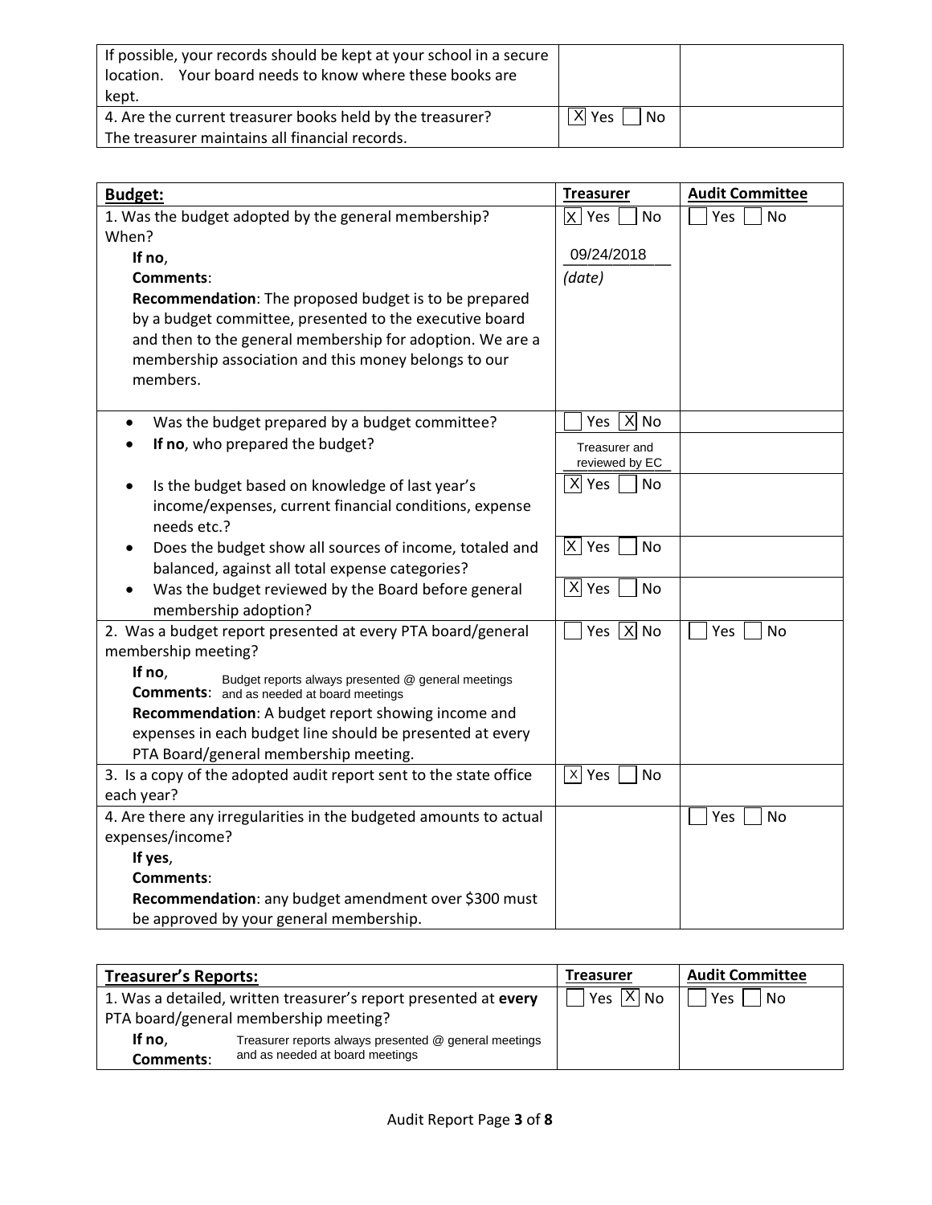| | | |
|---|---|---|
| If possible, your records should be kept at your school in a secure location. Your board needs to know where these books are kept. | | |
| 4. Are the current treasurer books held by the treasurer? The treasurer maintains all financial records. | [X] Yes [ ] No | |

| **Budget:** | **Treasurer** | **Audit Committee** |
|---|---|---|
| 1. Was the budget adopted by the general membership? When? **If no**, **Comments**: **Recommendation**: The proposed budget is to be prepared by a budget committee, presented to the executive board and then to the general membership for adoption. We are a membership association and this money belongs to our members. | [X] Yes [ ] No 09/24/2018 *(date)* | [ ] Yes [ ] No |
| • Was the budget prepared by a budget committee? | [ ] Yes [X] No | |
| • **If no**, who prepared the budget? | Treasurer and reviewed by EC | |
| • Is the budget based on knowledge of last year's income/expenses, current financial conditions, expense needs etc.? | [X] Yes [ ] No | |
| • Does the budget show all sources of income, totaled and balanced, against all total expense categories? | [X] Yes [ ] No | |
| • Was the budget reviewed by the Board before general membership adoption? | [X] Yes [ ] No | |
| 2. Was a budget report presented at every PTA board/general membership meeting? **If no**, **Comments**: Budget reports always presented @ general meetings and as needed at board meetings **Recommendation**: A budget report showing income and expenses in each budget line should be presented at every PTA Board/general membership meeting. | [ ] Yes [X] No | [ ] Yes [ ] No |
| 3. Is a copy of the adopted audit report sent to the state office each year? | [X] Yes [ ] No | |
| 4. Are there any irregularities in the budgeted amounts to actual expenses/income? **If yes**, **Comments**: **Recommendation**: any budget amendment over $300 must be approved by your general membership. | | [ ] Yes [ ] No |

| **Treasurer's Reports:** | **Treasurer** | **Audit Committee** |
|---|---|---|
| 1. Was a detailed, written treasurer's report presented at **every** PTA board/general membership meeting? **If no**, **Comments**: Treasurer reports always presented @ general meetings and as needed at board meetings | [ ] Yes [X] No | [ ] Yes [ ] No |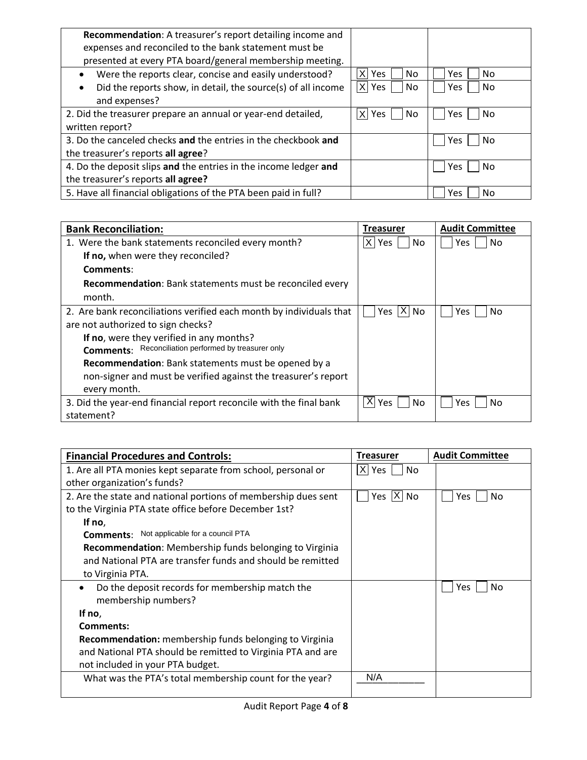| | | |
|---|---|---|
| **Recommendation**: A treasurer's report detailing income and expenses and reconciled to the bank statement must be presented at every PTA board/general membership meeting. | | |
| • Were the reports clear, concise and easily understood? | [X] Yes [ ] No | [ ] Yes [ ] No |
| • Did the reports show, in detail, the source(s) of all income and expenses? | [X] Yes [ ] No | [ ] Yes [ ] No |
| 2. Did the treasurer prepare an annual or year-end detailed, written report? | [X] Yes [ ] No | [ ] Yes [ ] No |
| 3. Do the canceled checks **and** the entries in the checkbook **and** the treasurer's reports **all agree**? | | [ ] Yes [ ] No |
| 4. Do the deposit slips **and** the entries in the income ledger **and** the treasurer's reports **all agree?** | | [ ] Yes [ ] No |
| 5. Have all financial obligations of the PTA been paid in full? | | [ ] Yes [ ] No |

| **Bank Reconciliation:** | **Treasurer** | **Audit Committee** |
|---|---|---|
| 1. Were the bank statements reconciled every month?<br>**If no,** when were they reconciled?<br>**Comments**:<br>**Recommendation**: Bank statements must be reconciled every month. | [X] Yes [ ] No | [ ] Yes [ ] No |
| 2. Are bank reconciliations verified each month by individuals that are not authorized to sign checks?<br>**If no**, were they verified in any months?<br>**Comments**: Reconciliation performed by treasurer only<br>**Recommendation**: Bank statements must be opened by a non-signer and must be verified against the treasurer's report every month. | [ ] Yes [X] No | [ ] Yes [ ] No |
| 3. Did the year-end financial report reconcile with the final bank statement? | [X] Yes [ ] No | [ ] Yes [ ] No |

| **Financial Procedures and Controls:** | **Treasurer** | **Audit Committee** |
|---|---|---|
| 1. Are all PTA monies kept separate from school, personal or other organization's funds? | [X] Yes [ ] No | |
| 2. Are the state and national portions of membership dues sent to the Virginia PTA state office before December 1st?<br>**If no**,<br>**Comments**: Not applicable for a council PTA<br>**Recommendation**: Membership funds belonging to Virginia and National PTA are transfer funds and should be remitted to Virginia PTA. | [ ] Yes [X] No | [ ] Yes [ ] No |
| • Do the deposit records for membership match the membership numbers?<br>**If no**,<br>**Comments:**<br>**Recommendation:** membership funds belonging to Virginia and National PTA should be remitted to Virginia PTA and are not included in your PTA budget. | | [ ] Yes [ ] No |
| What was the PTA's total membership count for the year? | N/A | |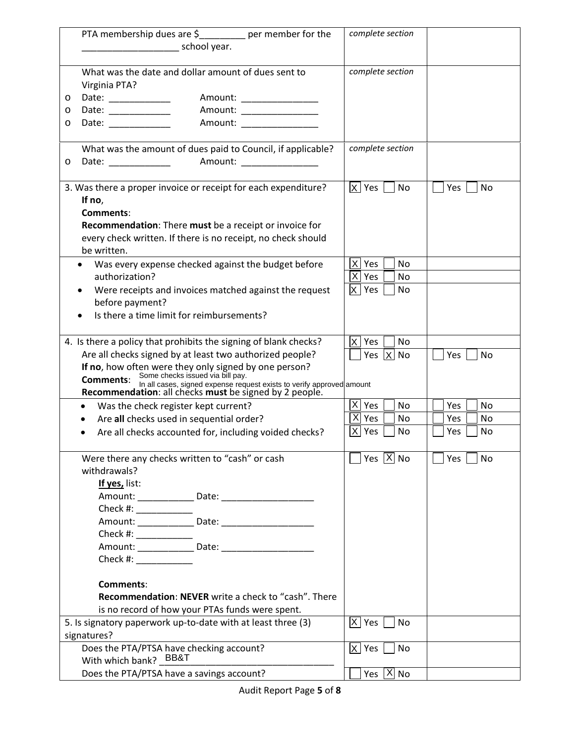| Question | Response | |
|---|---|---|
| PTA membership dues are $_________ per member for the ___________________ school year. | *complete section* | |
| What was the date and dollar amount of dues sent to Virginia PTA?<br>o Date: ____________ Amount: _______________<br>o Date: ____________ Amount: _______________<br>o Date: ____________ Amount: _______________ | *complete section* | |
| What was the amount of dues paid to Council, if applicable?<br>o Date: ____________ Amount: _______________ | *complete section* | |
| 3. Was there a proper invoice or receipt for each expenditure?<br>**If no**,<br>**Comments**:<br>**Recommendation**: There **must** be a receipt or invoice for every check written. If there is no receipt, no check should be written. | [X] Yes [ ] No | [ ] Yes [ ] No |
| • Was every expense checked against the budget before authorization? | [X] Yes [ ] No | |
| • Were receipts and invoices matched against the request before payment? | [X] Yes [ ] No | |
| • Is there a time limit for reimbursements? | [X] Yes [ ] No | |
| 4. Is there a policy that prohibits the signing of blank checks? | [X] Yes [ ] No | |
| Are all checks signed by at least two authorized people?<br>**If no**, how often were they only signed by one person?<br>**Comments**: Some checks issued via bill pay. In all cases, signed expense request exists to verify approved amount<br>**Recommendation**: all checks **must** be signed by 2 people. | [ ] Yes [X] No | [ ] Yes [ ] No |
| • Was the check register kept current? | [X] Yes [ ] No | [ ] Yes [ ] No |
| • Are **all** checks used in sequential order? | [X] Yes [ ] No | [ ] Yes [ ] No |
| • Are all checks accounted for, including voided checks? | [X] Yes [ ] No | [ ] Yes [ ] No |
| Were there any checks written to "cash" or cash withdrawals?<br>**If yes,** list:<br>Amount: ___________ Date: __________________<br>Check #: ___________<br>Amount: ___________ Date: __________________<br>Check #: ___________<br>Amount: ___________ Date: __________________<br>Check #: ___________<br><br>**Comments**:<br>**Recommendation**: **NEVER** write a check to "cash". There is no record of how your PTAs funds were spent. | [ ] Yes [X] No | [ ] Yes [ ] No |
| 5. Is signatory paperwork up-to-date with at least three (3) signatures? | [X] Yes [ ] No | |
| Does the PTA/PTSA have checking account?<br>With which bank? BB&T | [X] Yes [ ] No | |
| Does the PTA/PTSA have a savings account? | [ ] Yes [X] No | |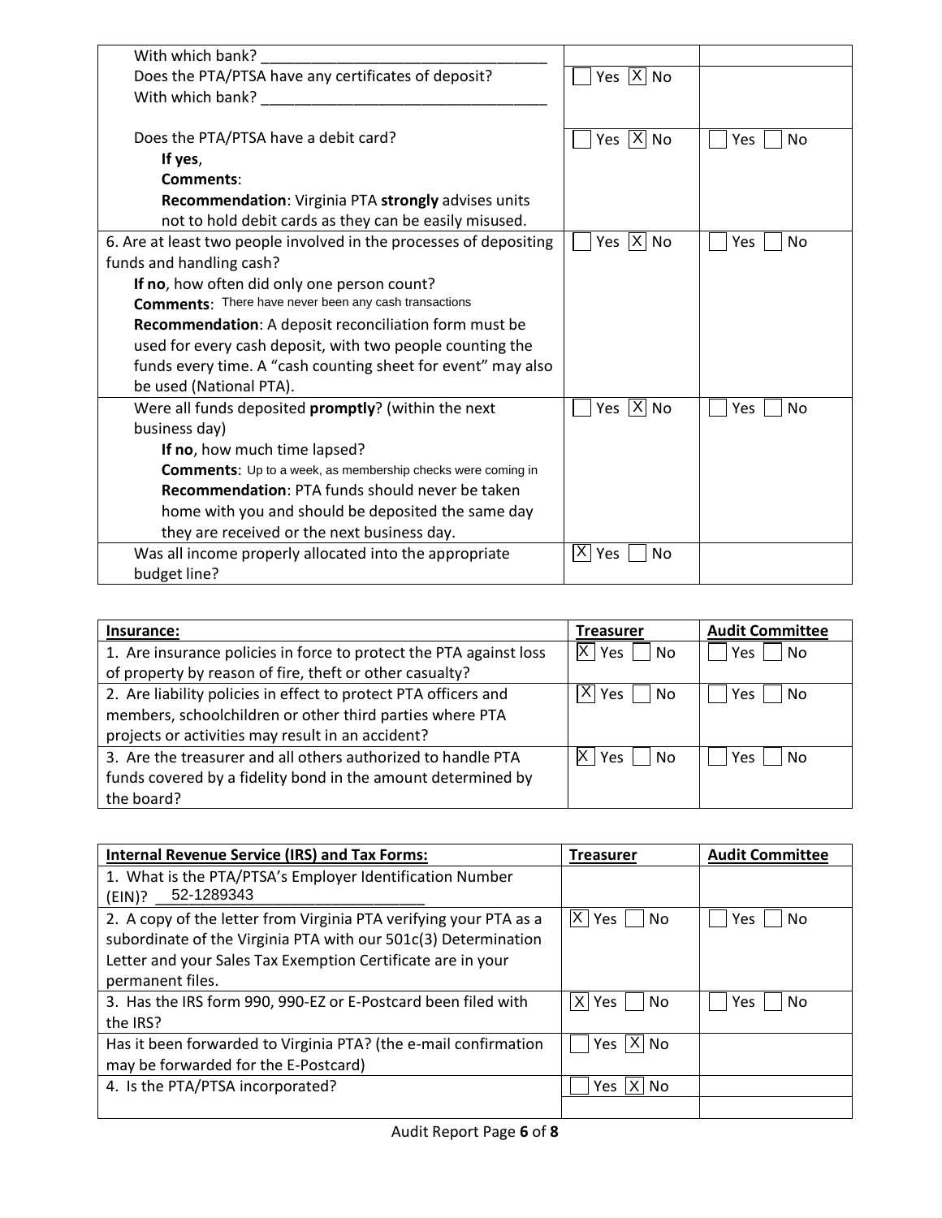| | | |
|---|---|---|
| With which bank? ___________________________________ | | |
| Does the PTA/PTSA have any certificates of deposit? With which bank? ___________________________________ | ☐ Yes ☒ No | |
| Does the PTA/PTSA have a debit card? **If yes**, **Comments**: **Recommendation**: Virginia PTA **strongly** advises units not to hold debit cards as they can be easily misused. | ☐ Yes ☒ No | ☐ Yes ☐ No |
| 6. Are at least two people involved in the processes of depositing funds and handling cash? **If no**, how often did only one person count? **Comments**: There have never been any cash transactions **Recommendation**: A deposit reconciliation form must be used for every cash deposit, with two people counting the funds every time. A "cash counting sheet for event" may also be used (National PTA). | ☐ Yes ☒ No | ☐ Yes ☐ No |
| Were all funds deposited **promptly**? (within the next business day) **If no**, how much time lapsed? **Comments**: Up to a week, as membership checks were coming in **Recommendation**: PTA funds should never be taken home with you and should be deposited the same day they are received or the next business day. | ☐ Yes ☒ No | ☐ Yes ☐ No |
| Was all income properly allocated into the appropriate budget line? | ☒ Yes ☐ No | |

| **Insurance:** | **Treasurer** | **Audit Committee** |
|---|---|---|
| 1. Are insurance policies in force to protect the PTA against loss of property by reason of fire, theft or other casualty? | ☒ Yes ☐ No | ☐ Yes ☐ No |
| 2. Are liability policies in effect to protect PTA officers and members, schoolchildren or other third parties where PTA projects or activities may result in an accident? | ☒ Yes ☐ No | ☐ Yes ☐ No |
| 3. Are the treasurer and all others authorized to handle PTA funds covered by a fidelity bond in the amount determined by the board? | ☒ Yes ☐ No | ☐ Yes ☐ No |

| **Internal Revenue Service (IRS) and Tax Forms:** | **Treasurer** | **Audit Committee** |
|---|---|---|
| 1. What is the PTA/PTSA's Employer Identification Number (EIN)? 52-1289343 | | |
| 2. A copy of the letter from Virginia PTA verifying your PTA as a subordinate of the Virginia PTA with our 501c(3) Determination Letter and your Sales Tax Exemption Certificate are in your permanent files. | ☒ Yes ☐ No | ☐ Yes ☐ No |
| 3. Has the IRS form 990, 990-EZ or E-Postcard been filed with the IRS? | ☒ Yes ☐ No | ☐ Yes ☐ No |
| Has it been forwarded to Virginia PTA? (the e-mail confirmation may be forwarded for the E-Postcard) | ☐ Yes ☒ No | |
| 4. Is the PTA/PTSA incorporated? | ☐ Yes ☒ No | |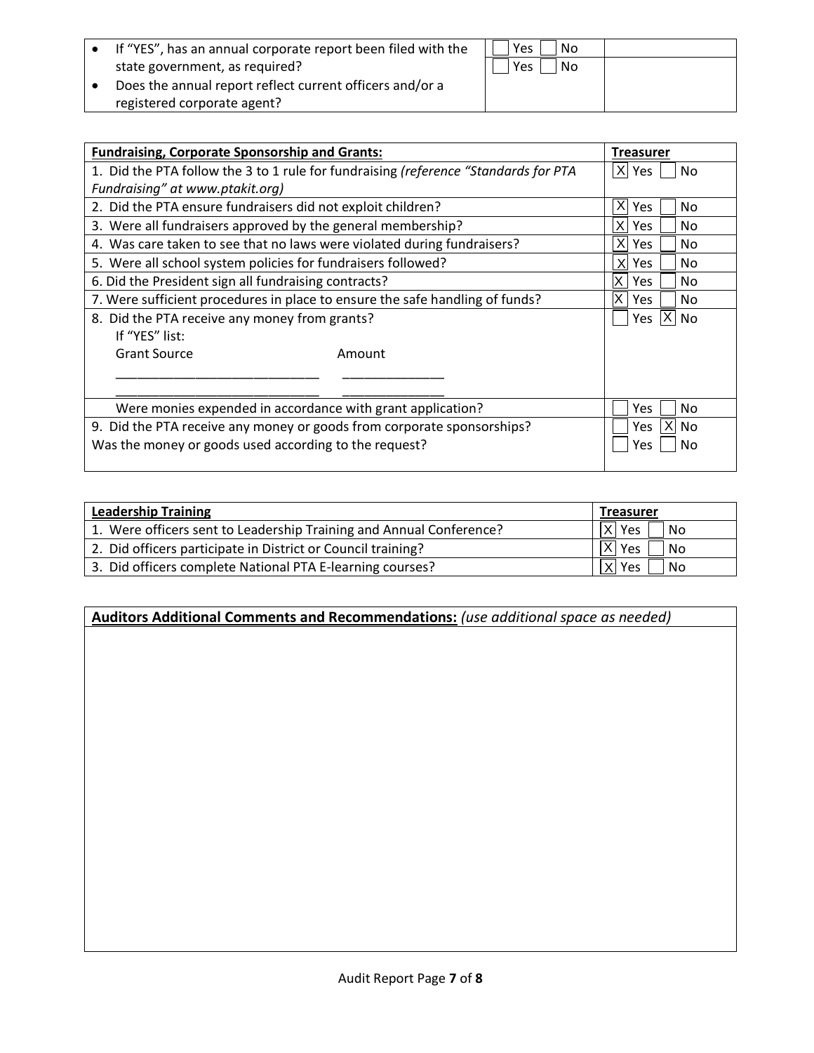| | | |
|---|---|---|
| • If "YES", has an annual corporate report been filed with the state government, as required?<br>• Does the annual report reflect current officers and/or a registered corporate agent? | [ ] Yes [ ] No<br>[ ] Yes [ ] No | |

| **Fundraising, Corporate Sponsorship and Grants:** | **Treasurer** |
|---|---|
| 1. Did the PTA follow the 3 to 1 rule for fundraising *(reference "Standards for PTA Fundraising" at www.ptakit.org)* | [X] Yes [ ] No |
| 2. Did the PTA ensure fundraisers did not exploit children? | [X] Yes [ ] No |
| 3. Were all fundraisers approved by the general membership? | [X] Yes [ ] No |
| 4. Was care taken to see that no laws were violated during fundraisers? | [X] Yes [ ] No |
| 5. Were all school system policies for fundraisers followed? | [X] Yes [ ] No |
| 6. Did the President sign all fundraising contracts? | [X] Yes [ ] No |
| 7. Were sufficient procedures in place to ensure the safe handling of funds? | [X] Yes [ ] No |
| 8. Did the PTA receive any money from grants?<br>If "YES" list:<br>Grant Source ______________ Amount ______________<br>______________ ______________ | [ ] Yes [X] No |
| Were monies expended in accordance with grant application? | [ ] Yes [ ] No |
| 9. Did the PTA receive any money or goods from corporate sponsorships?<br>Was the money or goods used according to the request? | [ ] Yes [X] No<br>[ ] Yes [ ] No |

| **Leadership Training** | **Treasurer** |
|---|---|
| 1. Were officers sent to Leadership Training and Annual Conference? | [X] Yes [ ] No |
| 2. Did officers participate in District or Council training? | [X] Yes [ ] No |
| 3. Did officers complete National PTA E-learning courses? | [X] Yes [ ] No |

| **Auditors Additional Comments and Recommendations:** *(use additional space as needed)* |
|---|
| |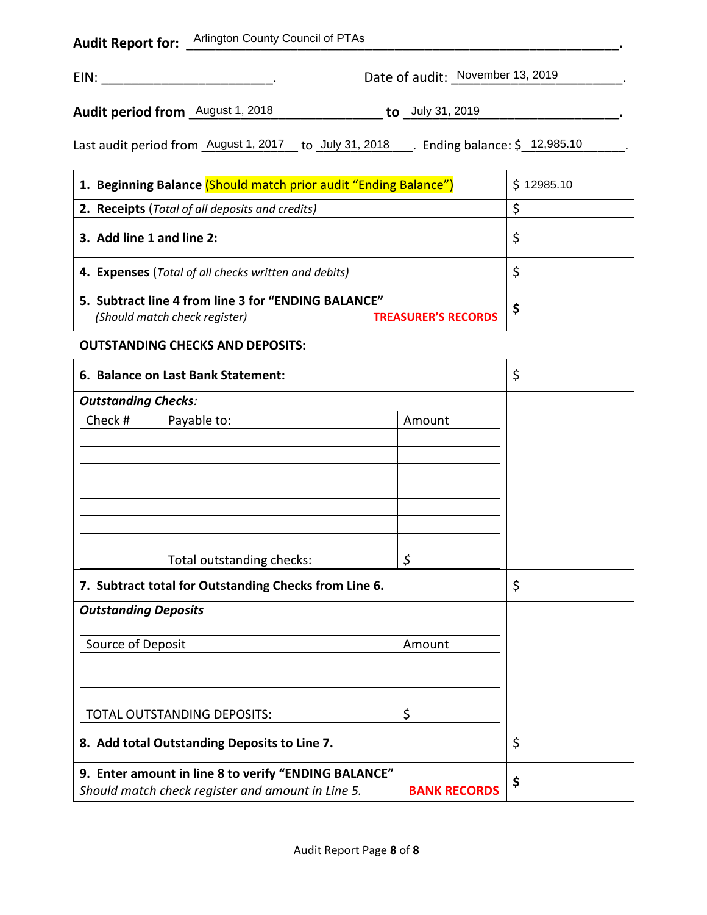**Audit Report for:** Arlington County Council of PTAs

EIN: ______________________.  Date of audit: November 13, 2019.

**Audit period from** August 1, 2018 **to** July 31, 2019.

Last audit period from August 1, 2017 to July 31, 2018. Ending balance: $ 12,985.10.

| | |
|---|---|
| **1. Beginning Balance** (Should match prior audit "Ending Balance") | $ 12985.10 |
| **2. Receipts** (*Total of all deposits and credits*) | $ |
| **3. Add line 1 and line 2:** | $ |
| **4. Expenses** (*Total of all checks written and debits*) | $ |
| **5. Subtract line 4 from line 3 for "ENDING BALANCE"** (*Should match check register*) **TREASURER'S RECORDS** | **$** |

**OUTSTANDING CHECKS AND DEPOSITS:**

| | |
|---|---|
| **6. Balance on Last Bank Statement:** | $ |

***Outstanding Checks:***

| Check # | Payable to: | Amount |
|---|---|---|
| | | |
| | | |
| | | |
| | | |
| | | |
| | | |
| | | |
| | Total outstanding checks: | $ |

| | |
|---|---|
| **7. Subtract total for Outstanding Checks from Line 6.** | $ |

***Outstanding Deposits***

| Source of Deposit | Amount |
|---|---|
| | |
| | |
| | |
| TOTAL OUTSTANDING DEPOSITS: | $ |

| | |
|---|---|
| **8. Add total Outstanding Deposits to Line 7.** | $ |
| **9. Enter amount in line 8 to verify "ENDING BALANCE"** *Should match check register and amount in Line 5.* **BANK RECORDS** | **$** |